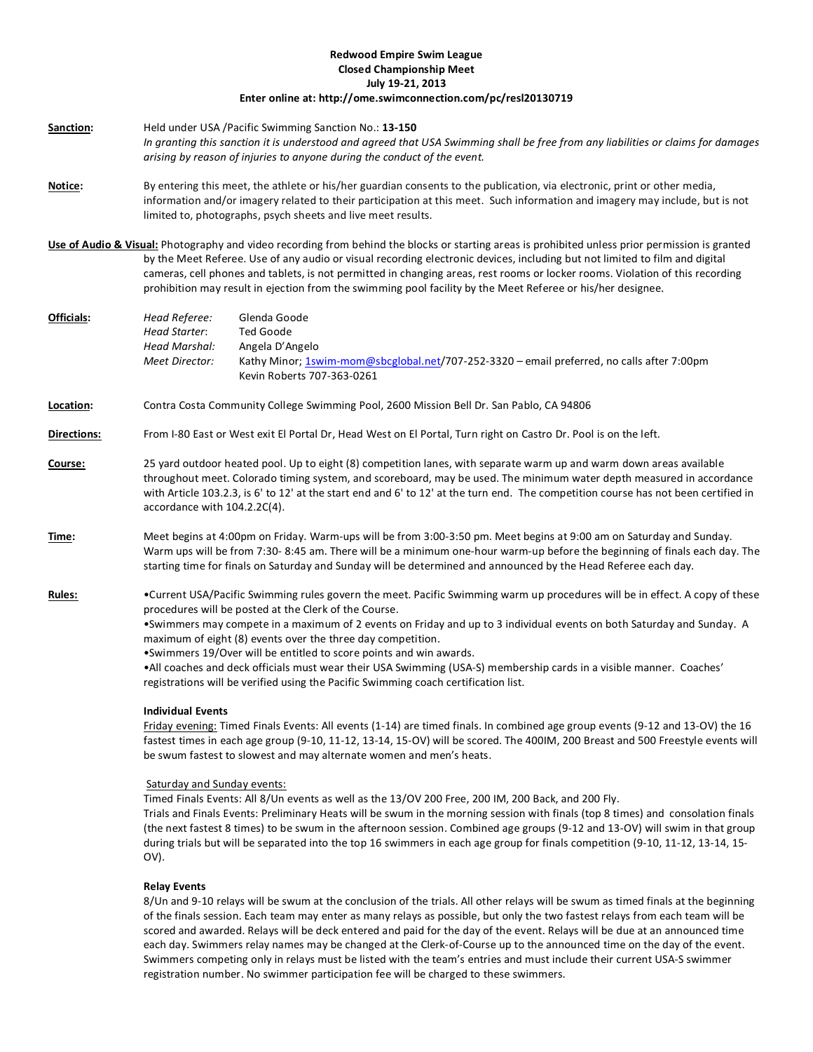**Redwood Empire Swim League**
**Closed Championship Meet**
**July 19-21, 2013**
**Enter online at: http://ome.swimconnection.com/pc/resl20130719**

**Sanction:** Held under USA /Pacific Swimming Sanction No.: **13-150**
*In granting this sanction it is understood and agreed that USA Swimming shall be free from any liabilities or claims for damages arising by reason of injuries to anyone during the conduct of the event.*

**Notice:** By entering this meet, the athlete or his/her guardian consents to the publication, via electronic, print or other media, information and/or imagery related to their participation at this meet. Such information and imagery may include, but is not limited to, photographs, psych sheets and live meet results.

**Use of Audio & Visual:** Photography and video recording from behind the blocks or starting areas is prohibited unless prior permission is granted by the Meet Referee. Use of any audio or visual recording electronic devices, including but not limited to film and digital cameras, cell phones and tablets, is not permitted in changing areas, rest rooms or locker rooms. Violation of this recording prohibition may result in ejection from the swimming pool facility by the Meet Referee or his/her designee.

**Officials:**

*Head Referee:* Glenda Goode
*Head Starter:* Ted Goode
*Head Marshal:* Angela D'Angelo
*Meet Director:* Kathy Minor; 1swim-mom@sbcglobal.net/707-252-3320 – email preferred, no calls after 7:00pm
Kevin Roberts 707-363-0261

**Location:** Contra Costa Community College Swimming Pool, 2600 Mission Bell Dr. San Pablo, CA 94806

**Directions:** From I-80 East or West exit El Portal Dr, Head West on El Portal, Turn right on Castro Dr. Pool is on the left.

**Course:** 25 yard outdoor heated pool. Up to eight (8) competition lanes, with separate warm up and warm down areas available throughout meet. Colorado timing system, and scoreboard, may be used. The minimum water depth measured in accordance with Article 103.2.3, is 6' to 12' at the start end and 6' to 12' at the turn end. The competition course has not been certified in accordance with 104.2.2C(4).

**Time:** Meet begins at 4:00pm on Friday. Warm-ups will be from 3:00-3:50 pm. Meet begins at 9:00 am on Saturday and Sunday. Warm ups will be from 7:30- 8:45 am. There will be a minimum one-hour warm-up before the beginning of finals each day. The starting time for finals on Saturday and Sunday will be determined and announced by the Head Referee each day.

**Rules:**

- Current USA/Pacific Swimming rules govern the meet. Pacific Swimming warm up procedures will be in effect. A copy of these procedures will be posted at the Clerk of the Course.
- Swimmers may compete in a maximum of 2 events on Friday and up to 3 individual events on both Saturday and Sunday. A maximum of eight (8) events over the three day competition.
- Swimmers 19/Over will be entitled to score points and win awards.
- All coaches and deck officials must wear their USA Swimming (USA-S) membership cards in a visible manner. Coaches' registrations will be verified using the Pacific Swimming coach certification list.

**Individual Events**

Friday evening: Timed Finals Events: All events (1-14) are timed finals. In combined age group events (9-12 and 13-OV) the 16 fastest times in each age group (9-10, 11-12, 13-14, 15-OV) will be scored. The 400IM, 200 Breast and 500 Freestyle events will be swum fastest to slowest and may alternate women and men's heats.

Saturday and Sunday events:
Timed Finals Events: All 8/Un events as well as the 13/OV 200 Free, 200 IM, 200 Back, and 200 Fly.
Trials and Finals Events: Preliminary Heats will be swum in the morning session with finals (top 8 times) and consolation finals (the next fastest 8 times) to be swum in the afternoon session. Combined age groups (9-12 and 13-OV) will swim in that group during trials but will be separated into the top 16 swimmers in each age group for finals competition (9-10, 11-12, 13-14, 15-OV).

**Relay Events**

8/Un and 9-10 relays will be swum at the conclusion of the trials. All other relays will be swum as timed finals at the beginning of the finals session. Each team may enter as many relays as possible, but only the two fastest relays from each team will be scored and awarded. Relays will be deck entered and paid for the day of the event. Relays will be due at an announced time each day. Swimmers relay names may be changed at the Clerk-of-Course up to the announced time on the day of the event. Swimmers competing only in relays must be listed with the team's entries and must include their current USA-S swimmer registration number. No swimmer participation fee will be charged to these swimmers.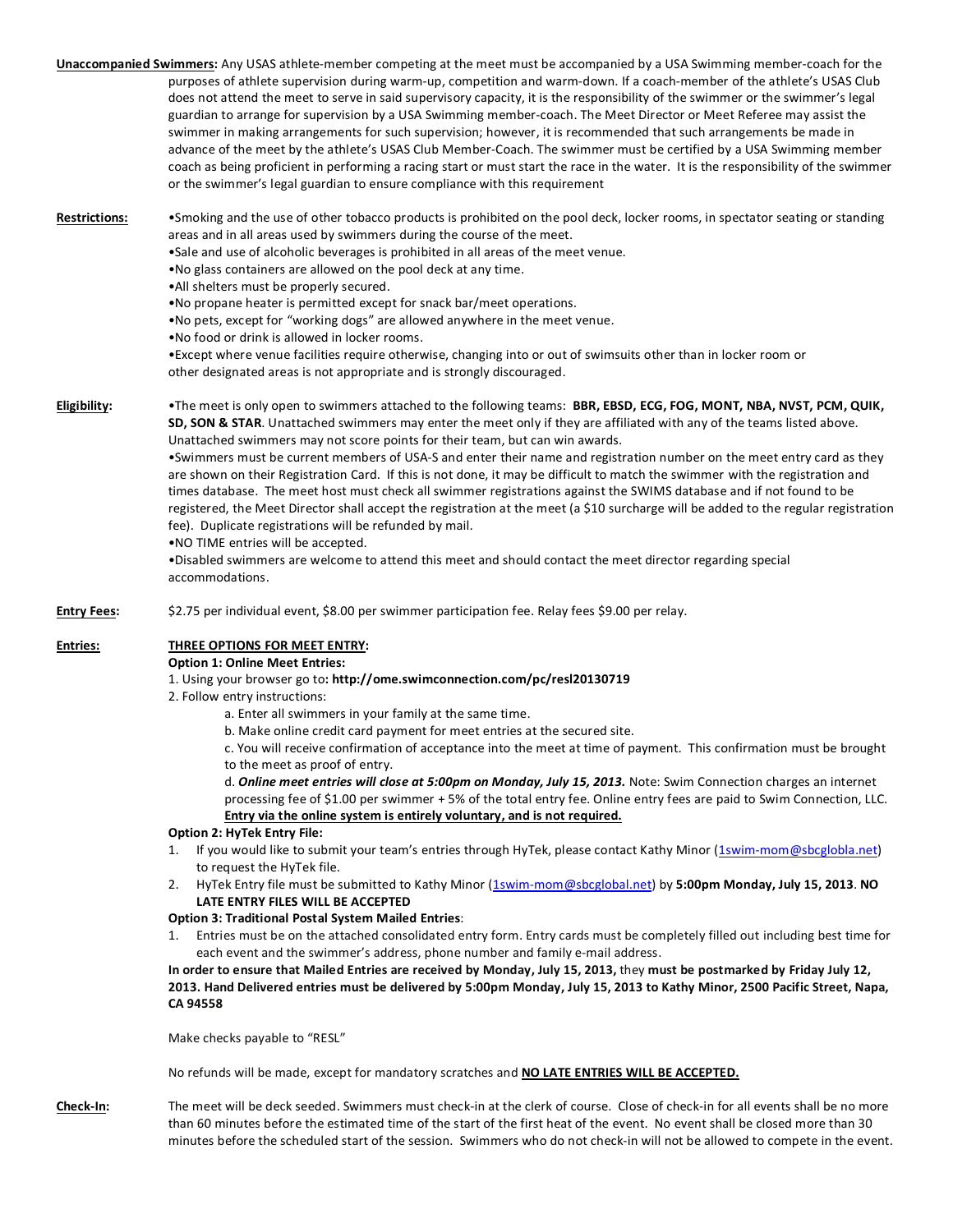**Unaccompanied Swimmers:** Any USAS athlete-member competing at the meet must be accompanied by a USA Swimming member-coach for the purposes of athlete supervision during warm-up, competition and warm-down. If a coach-member of the athlete's USAS Club does not attend the meet to serve in said supervisory capacity, it is the responsibility of the swimmer or the swimmer's legal guardian to arrange for supervision by a USA Swimming member-coach. The Meet Director or Meet Referee may assist the swimmer in making arrangements for such supervision; however, it is recommended that such arrangements be made in advance of the meet by the athlete's USAS Club Member-Coach. The swimmer must be certified by a USA Swimming member coach as being proficient in performing a racing start or must start the race in the water. It is the responsibility of the swimmer or the swimmer's legal guardian to ensure compliance with this requirement

**Restrictions:**

- Smoking and the use of other tobacco products is prohibited on the pool deck, locker rooms, in spectator seating or standing areas and in all areas used by swimmers during the course of the meet.
- Sale and use of alcoholic beverages is prohibited in all areas of the meet venue.
- No glass containers are allowed on the pool deck at any time.
- All shelters must be properly secured.
- No propane heater is permitted except for snack bar/meet operations.
- No pets, except for "working dogs" are allowed anywhere in the meet venue.
- No food or drink is allowed in locker rooms.
- Except where venue facilities require otherwise, changing into or out of swimsuits other than in locker room or other designated areas is not appropriate and is strongly discouraged.

**Eligibility:**

- The meet is only open to swimmers attached to the following teams: **BBR, EBSD, ECG, FOG, MONT, NBA, NVST, PCM, QUIK, SD, SON & STAR**. Unattached swimmers may enter the meet only if they are affiliated with any of the teams listed above. Unattached swimmers may not score points for their team, but can win awards.
- Swimmers must be current members of USA-S and enter their name and registration number on the meet entry card as they are shown on their Registration Card. If this is not done, it may be difficult to match the swimmer with the registration and times database. The meet host must check all swimmer registrations against the SWIMS database and if not found to be registered, the Meet Director shall accept the registration at the meet (a $10 surcharge will be added to the regular registration fee). Duplicate registrations will be refunded by mail.
- NO TIME entries will be accepted.
- Disabled swimmers are welcome to attend this meet and should contact the meet director regarding special accommodations.

**Entry Fees:** $2.75 per individual event, $8.00 per swimmer participation fee. Relay fees $9.00 per relay.

**Entries:**

**THREE OPTIONS FOR MEET ENTRY:**

**Option 1: Online Meet Entries:**

1. Using your browser go to**: http://ome.swimconnection.com/pc/resl20130719**
2. Follow entry instructions:
   a. Enter all swimmers in your family at the same time.
   b. Make online credit card payment for meet entries at the secured site.
   c. You will receive confirmation of acceptance into the meet at time of payment. This confirmation must be brought to the meet as proof of entry.
   d. ***Online meet entries will close at 5:00pm on Monday, July 15, 2013.*** Note: Swim Connection charges an internet processing fee of $1.00 per swimmer + 5% of the total entry fee. Online entry fees are paid to Swim Connection, LLC. **Entry via the online system is entirely voluntary, and is not required.**

**Option 2: HyTek Entry File:**

1. If you would like to submit your team's entries through HyTek, please contact Kathy Minor (1swim-mom@sbcglobla.net) to request the HyTek file.
2. HyTek Entry file must be submitted to Kathy Minor (1swim-mom@sbcglobal.net) by **5:00pm Monday, July 15, 2013**. **NO LATE ENTRY FILES WILL BE ACCEPTED**

**Option 3: Traditional Postal System Mailed Entries**:

1. Entries must be on the attached consolidated entry form. Entry cards must be completely filled out including best time for each event and the swimmer's address, phone number and family e-mail address.

**In order to ensure that Mailed Entries are received by Monday, July 15, 2013,** they **must be postmarked by Friday July 12, 2013. Hand Delivered entries must be delivered by 5:00pm Monday, July 15, 2013 to Kathy Minor, 2500 Pacific Street, Napa, CA 94558**

Make checks payable to "RESL"

No refunds will be made, except for mandatory scratches and **NO LATE ENTRIES WILL BE ACCEPTED.**

**Check-In:** The meet will be deck seeded. Swimmers must check-in at the clerk of course. Close of check-in for all events shall be no more than 60 minutes before the estimated time of the start of the first heat of the event. No event shall be closed more than 30 minutes before the scheduled start of the session. Swimmers who do not check-in will not be allowed to compete in the event.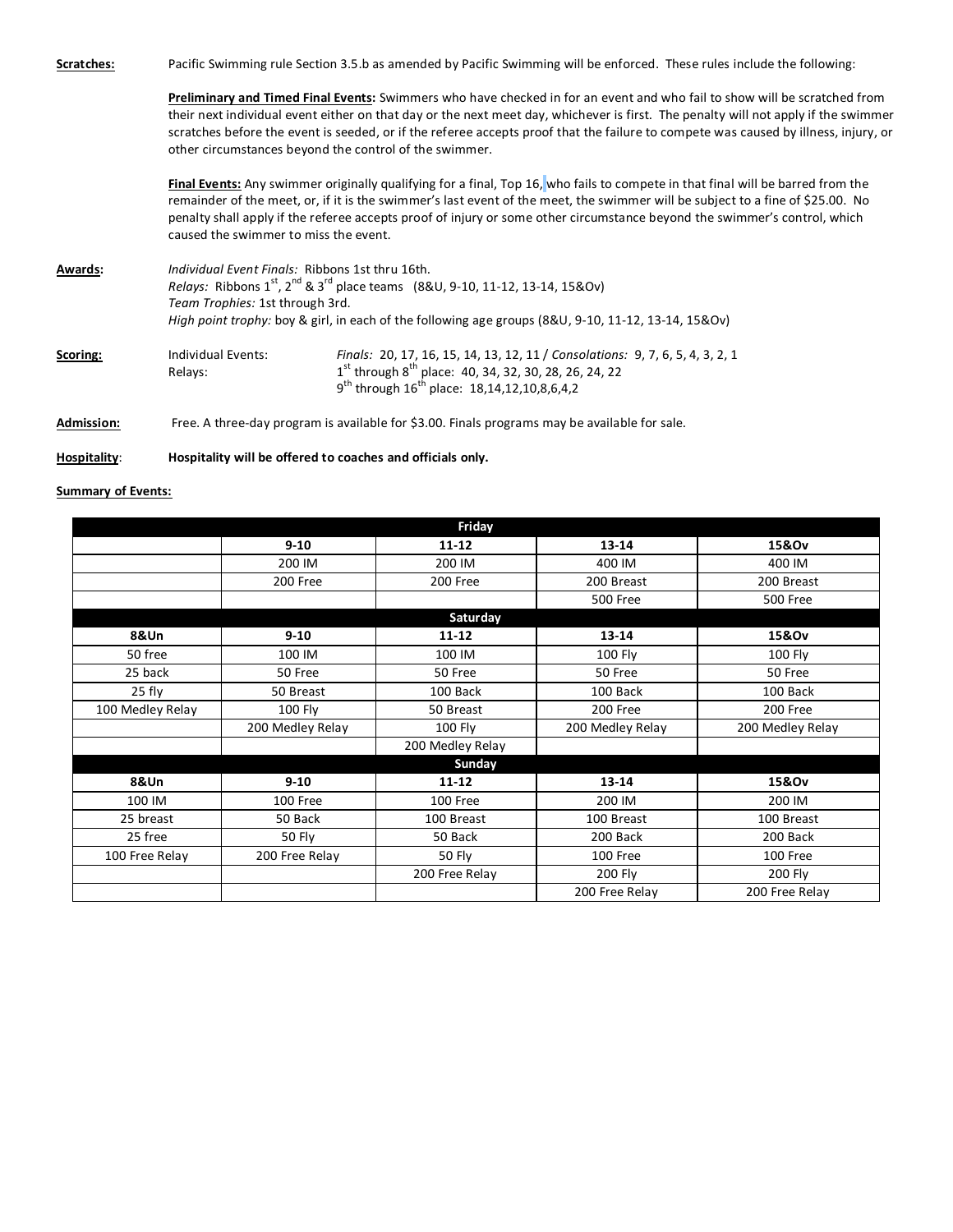**Scratches:** Pacific Swimming rule Section 3.5.b as amended by Pacific Swimming will be enforced. These rules include the following:

**Preliminary and Timed Final Events:** Swimmers who have checked in for an event and who fail to show will be scratched from their next individual event either on that day or the next meet day, whichever is first. The penalty will not apply if the swimmer scratches before the event is seeded, or if the referee accepts proof that the failure to compete was caused by illness, injury, or other circumstances beyond the control of the swimmer.

**Final Events:** Any swimmer originally qualifying for a final, Top 16, who fails to compete in that final will be barred from the remainder of the meet, or, if it is the swimmer's last event of the meet, the swimmer will be subject to a fine of $25.00. No penalty shall apply if the referee accepts proof of injury or some other circumstance beyond the swimmer's control, which caused the swimmer to miss the event.

**Awards:** *Individual Event Finals:* Ribbons 1st thru 16th.
*Relays:* Ribbons 1st, 2nd & 3rd place teams (8&U, 9-10, 11-12, 13-14, 15&Ov)
*Team Trophies:* 1st through 3rd.
*High point trophy:* boy & girl, in each of the following age groups (8&U, 9-10, 11-12, 13-14, 15&Ov)

**Scoring:**
Individual Events: *Finals:* 20, 17, 16, 15, 14, 13, 12, 11 / *Consolations:* 9, 7, 6, 5, 4, 3, 2, 1
Relays: 1st through 8th place: 40, 34, 32, 30, 28, 26, 24, 22
9th through 16th place: 18,14,12,10,8,6,4,2

**Admission:** Free. A three-day program is available for $3.00. Finals programs may be available for sale.

**Hospitality:** **Hospitality will be offered to coaches and officials only.**

**Summary of Events:**

| Friday | | | | |
|---|---|---|---|---|
| | **9-10** | **11-12** | **13-14** | **15&Ov** |
| | 200 IM | 200 IM | 400 IM | 400 IM |
| | 200 Free | 200 Free | 200 Breast | 200 Breast |
| | | | 500 Free | 500 Free |
| **Saturday** | | | | |
| **8&Un** | **9-10** | **11-12** | **13-14** | **15&Ov** |
| 50 free | 100 IM | 100 IM | 100 Fly | 100 Fly |
| 25 back | 50 Free | 50 Free | 50 Free | 50 Free |
| 25 fly | 50 Breast | 100 Back | 100 Back | 100 Back |
| 100 Medley Relay | 100 Fly | 50 Breast | 200 Free | 200 Free |
| | 200 Medley Relay | 100 Fly | 200 Medley Relay | 200 Medley Relay |
| | | 200 Medley Relay | | |
| **Sunday** | | | | |
| **8&Un** | **9-10** | **11-12** | **13-14** | **15&Ov** |
| 100 IM | 100 Free | 100 Free | 200 IM | 200 IM |
| 25 breast | 50 Back | 100 Breast | 100 Breast | 100 Breast |
| 25 free | 50 Fly | 50 Back | 200 Back | 200 Back |
| 100 Free Relay | 200 Free Relay | 50 Fly | 100 Free | 100 Free |
| | | 200 Free Relay | 200 Fly | 200 Fly |
| | | | 200 Free Relay | 200 Free Relay |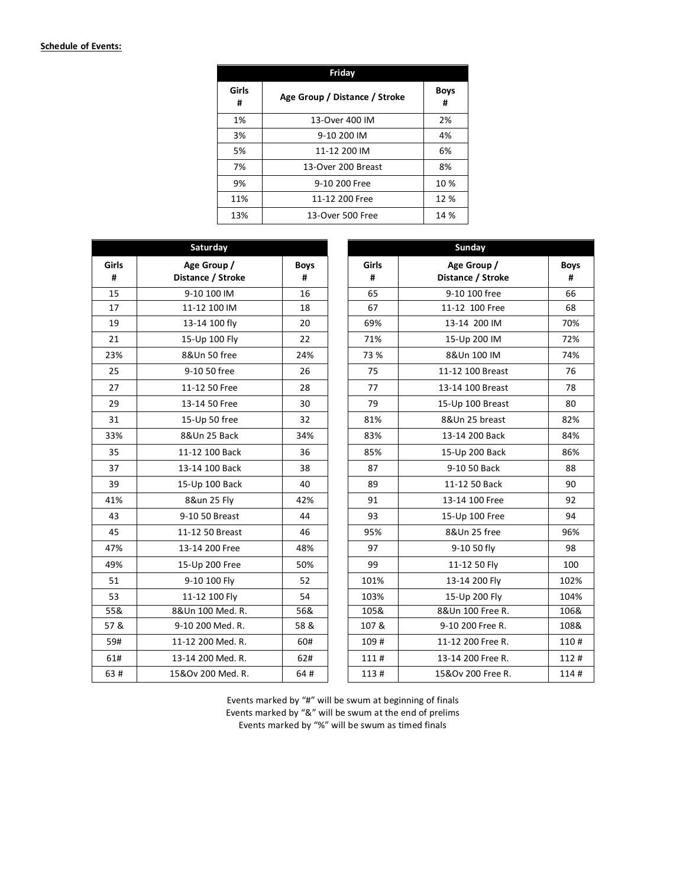**Schedule of Events:**

| Friday | | |
|---|---|---|
| Girls # | Age Group / Distance / Stroke | Boys # |
| 1% | 13-Over 400 IM | 2% |
| 3% | 9-10 200 IM | 4% |
| 5% | 11-12 200 IM | 6% |
| 7% | 13-Over 200 Breast | 8% |
| 9% | 9-10 200 Free | 10 % |
| 11% | 11-12 200 Free | 12 % |
| 13% | 13-Over 500 Free | 14 % |

| Saturday | | |
|---|---|---|
| Girls # | Age Group / Distance / Stroke | Boys # |
| 15 | 9-10 100 IM | 16 |
| 17 | 11-12 100 IM | 18 |
| 19 | 13-14 100 fly | 20 |
| 21 | 15-Up 100 Fly | 22 |
| 23% | 8&Un 50 free | 24% |
| 25 | 9-10 50 free | 26 |
| 27 | 11-12 50 Free | 28 |
| 29 | 13-14 50 Free | 30 |
| 31 | 15-Up 50 free | 32 |
| 33% | 8&Un 25 Back | 34% |
| 35 | 11-12 100 Back | 36 |
| 37 | 13-14 100 Back | 38 |
| 39 | 15-Up 100 Back | 40 |
| 41% | 8&un 25 Fly | 42% |
| 43 | 9-10 50 Breast | 44 |
| 45 | 11-12 50 Breast | 46 |
| 47% | 13-14 200 Free | 48% |
| 49% | 15-Up 200 Free | 50% |
| 51 | 9-10 100 Fly | 52 |
| 53 | 11-12 100 Fly | 54 |
| 55& | 8&Un 100 Med. R. | 56& |
| 57 & | 9-10 200 Med. R. | 58 & |
| 59# | 11-12 200 Med. R. | 60# |
| 61# | 13-14 200 Med. R. | 62# |
| 63 # | 15&Ov 200 Med. R. | 64 # |

| Sunday | | |
|---|---|---|
| Girls # | Age Group / Distance / Stroke | Boys # |
| 65 | 9-10 100 free | 66 |
| 67 | 11-12 100 Free | 68 |
| 69% | 13-14 200 IM | 70% |
| 71% | 15-Up 200 IM | 72% |
| 73 % | 8&Un 100 IM | 74% |
| 75 | 11-12 100 Breast | 76 |
| 77 | 13-14 100 Breast | 78 |
| 79 | 15-Up 100 Breast | 80 |
| 81% | 8&Un 25 breast | 82% |
| 83% | 13-14 200 Back | 84% |
| 85% | 15-Up 200 Back | 86% |
| 87 | 9-10 50 Back | 88 |
| 89 | 11-12 50 Back | 90 |
| 91 | 13-14 100 Free | 92 |
| 93 | 15-Up 100 Free | 94 |
| 95% | 8&Un 25 free | 96% |
| 97 | 9-10 50 fly | 98 |
| 99 | 11-12 50 Fly | 100 |
| 101% | 13-14 200 Fly | 102% |
| 103% | 15-Up 200 Fly | 104% |
| 105& | 8&Un 100 Free R. | 106& |
| 107 & | 9-10 200 Free R. | 108& |
| 109 # | 11-12 200 Free R. | 110 # |
| 111 # | 13-14 200 Free R. | 112 # |
| 113 # | 15&Ov 200 Free R. | 114 # |

Events marked by "#" will be swum at beginning of finals
Events marked by "&" will be swum at the end of prelims
Events marked by "%" will be swum as timed finals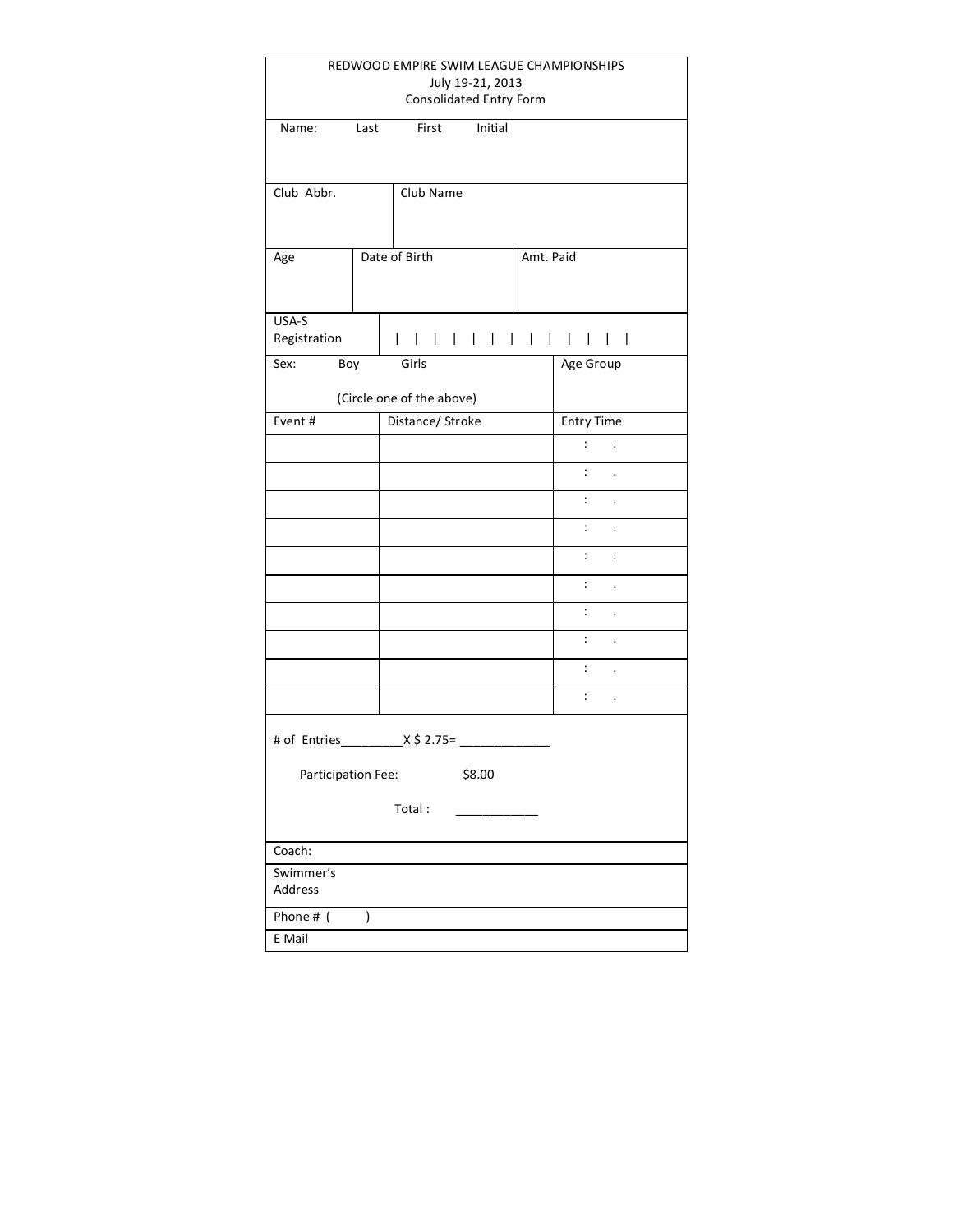# REDWOOD EMPIRE SWIM LEAGUE CHAMPIONSHIPS

July 19-21, 2013

Consolidated Entry Form

| | | |
|---|---|---|
| Name: Last First Initial | | |
| Club Abbr. | Club Name | |
| Age | Date of Birth | Amt. Paid |
| USA-S Registration | \| \| \| \| \| \| \| \| \| \| \| \| \| \| | |
| Sex: Boy Girls (Circle one of the above) | | Age Group |

| Event # | Distance/ Stroke | Entry Time |
|---|---|---|
| | | : . |
| | | : . |
| | | : . |
| | | : . |
| | | : . |
| | | : . |
| | | : . |
| | | : . |
| | | : . |
| | | : . |

# of Entries________X $ 2.75= ____________

Participation Fee: $8.00

Total : ___________

| |
|---|
| Coach: |
| Swimmer's Address |
| Phone # ( ) |
| E Mail |